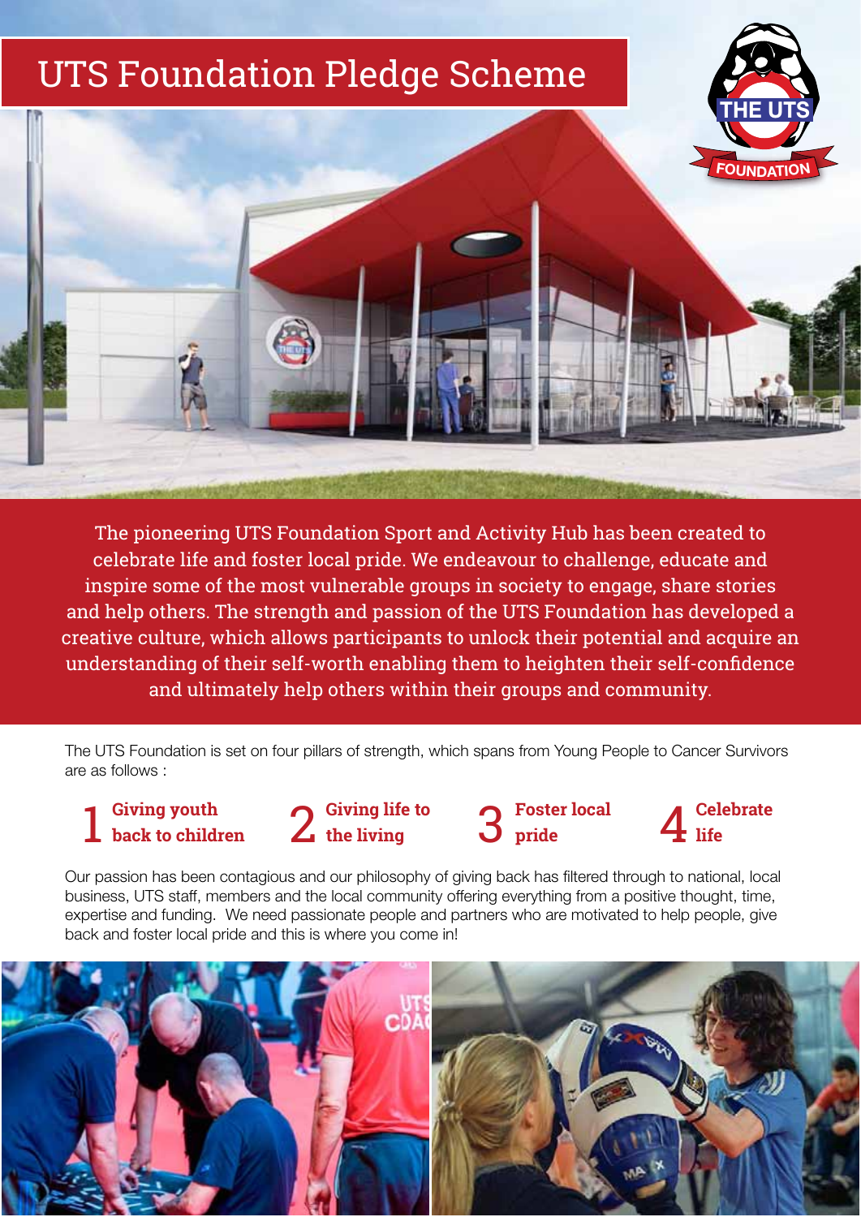# UTS Foundation Pledge Scheme

The pioneering UTS Foundation Sport and Activity Hub has been created to celebrate life and foster local pride. We endeavour to challenge, educate and inspire some of the most vulnerable groups in society to engage, share stories and help others. The strength and passion of the UTS Foundation has developed a creative culture, which allows participants to unlock their potential and acquire an understanding of their self-worth enabling them to heighten their self-confidence and ultimately help others within their groups and community.

The UTS Foundation is set on four pillars of strength, which spans from Young People to Cancer Survivors are as follows :

1. **Giving youth back to children**
2. **Giving life to the living**
3. **Foster local pride**
4. **Celebrate life**

Our passion has been contagious and our philosophy of giving back has filtered through to national, local business, UTS staff, members and the local community offering everything from a positive thought, time, expertise and funding. We need passionate people and partners who are motivated to help people, give back and foster local pride and this is where you come in!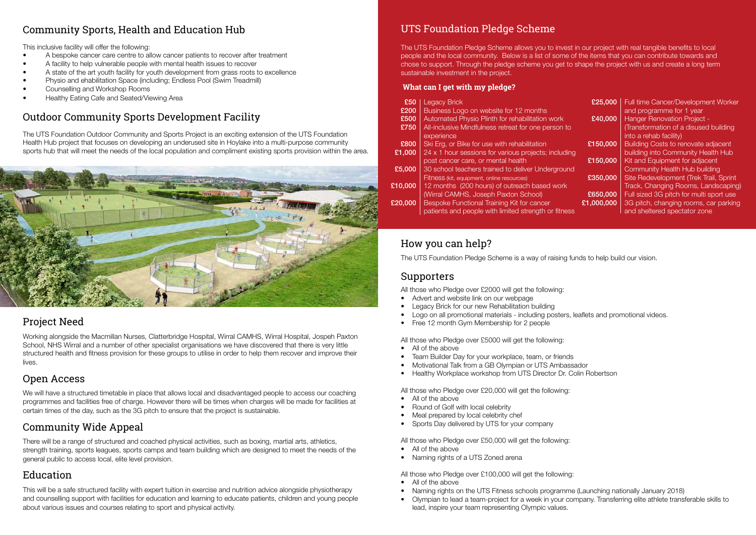## Community Sports, Health and Education Hub

This inclusive facility will offer the following:

- A bespoke cancer care centre to allow cancer patients to recover after treatment
- A facility to help vulnerable people with mental health issues to recover
- A state of the art youth facility for youth development from grass roots to excellence
- Physio and ehabilitation Space (including; Endless Pool (Swim Treadmill)
- Counselling and Workshop Rooms
- Healthy Eating Cafe and Seated/Viewing Area

## Outdoor Community Sports Development Facility

The UTS Foundation Outdoor Community and Sports Project is an exciting extension of the UTS Foundation Health Hub project that focuses on developing an underused site in Hoylake into a multi-purpose community sports hub that will meet the needs of the local population and compliment existing sports provision within the area.

## Project Need

Working alongside the Macmillan Nurses, Clatterbridge Hospital, Wirral CAMHS, Wirral Hospital, Jospeh Paxton School, NHS Wirral and a number of other specialist organisations we have discovered that there is very little structured health and fitness provision for these groups to utilise in order to help them recover and improve their lives.

## Open Access

We will have a structured timetable in place that allows local and disadvantaged people to access our coaching programmes and facilities free of charge. However there will be times when charges will be made for facilities at certain times of the day, such as the 3G pitch to ensure that the project is sustainable.

## Community Wide Appeal

There will be a range of structured and coached physical activities, such as boxing, martial arts, athletics, strength training, sports leagues, sports camps and team building which are designed to meet the needs of the general public to access local, elite level provision.

## Education

This will be a safe structured facility with expert tuition in exercise and nutrition advice alongside physiotherapy and counselling support with facilities for education and learning to educate patients, children and young people about various issues and courses relating to sport and physical activity.

## UTS Foundation Pledge Scheme

The UTS Foundation Pledge Scheme allows you to invest in our project with real tangible benefits to local people and the local community. Below is a list of some of the items that you can contribute towards and chose to support. Through the pledge scheme you get to shape the project with us and create a long term sustainable investment in the project.

### What can I get with my pledge?

| Pledge | Item |
|---|---|
| £50 | Legacy Brick |
| £200 | Business Logo on website for 12 months |
| £500 | Automated Physio Plinth for rehabilitation work |
| £750 | All-inclusive Mindfulness retreat for one person to experience |
| £800 | Ski Erg, or Bike for use with rehabilitation |
| £1,000 | 24 x 1 hour sessions for various projects; including post cancer care, or mental health |
| £5,000 | 30 school teachers trained to deliver Underground Fitness (kit, equipment, online resources) |
| £10,000 | 12 months (200 hours) of outreach based work (Wirral CAMHS, Joseph Paxton School) |
| £20,000 | Bespoke Functional Training Kit for cancer patients and people with limited strength or fitness |
| £25,000 | Full time Cancer/Development Worker and programme for 1 year |
| £40,000 | Hanger Renovation Project - (Transformation of a disused building into a rehab facility) |
| £150,000 | Building Costs to renovate adjacent building into Community Health Hub |
| £150,000 | Kit and Equipment for adjacent Community Health Hub building |
| £350,000 | Site Redevelopment (Trek Trail, Sprint Track, Changing Rooms, Landscaping) |
| £650,000 | Full sized 3G pitch for multi sport use |
| £1,000,000 | 3G pitch, changing rooms, car parking and sheltered spectator zone |

## How you can help?

The UTS Foundation Pledge Scheme is a way of raising funds to help build our vision.

## Supporters

All those who Pledge over £2000 will get the following:

- Advert and website link on our webpage
- Legacy Brick for our new Rehabilitation building
- Logo on all promotional materials - including posters, leaflets and promotional videos.
- Free 12 month Gym Membership for 2 people

All those who Pledge over £5000 will get the following:

- All of the above
- Team Builder Day for your workplace, team, or friends
- Motivational Talk from a GB Olympian or UTS Ambassador
- Healthy Workplace workshop from UTS Director Dr. Colin Robertson

All those who Pledge over £20,000 will get the following:

- All of the above
- Round of Golf with local celebrity
- Meal prepared by local celebrity chef
- Sports Day delivered by UTS for your company

All those who Pledge over £50,000 will get the following:

- All of the above
- Naming rights of a UTS Zoned arena

All those who Pledge over £100,000 will get the following:

- All of the above
- Naming rights on the UTS Fitness schools programme (Launching nationally January 2018)
- Olympian to lead a team-project for a week in your company. Transferring elite athlete transferable skills to lead, inspire your team representing Olympic values.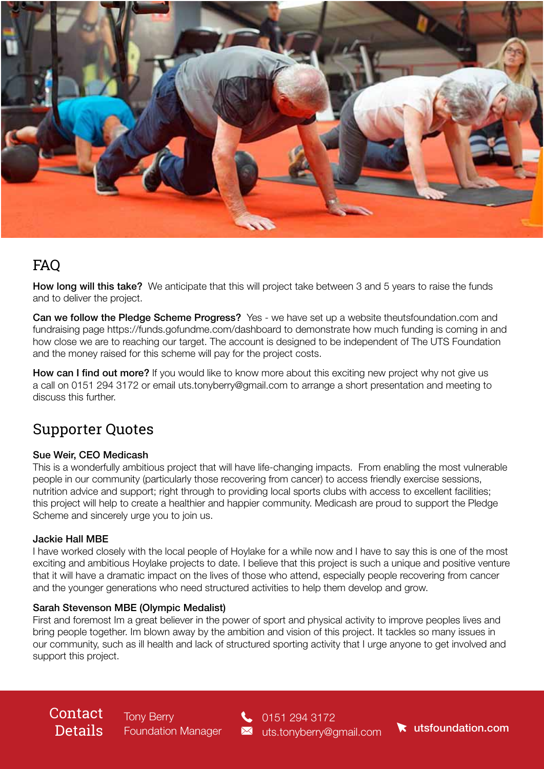## FAQ

**How long will this take?** We anticipate that this will project take between 3 and 5 years to raise the funds and to deliver the project.

**Can we follow the Pledge Scheme Progress?** Yes - we have set up a website theutsfoundation.com and fundraising page https://funds.gofundme.com/dashboard to demonstrate how much funding is coming in and how close we are to reaching our target. The account is designed to be independent of The UTS Foundation and the money raised for this scheme will pay for the project costs.

**How can I find out more?** If you would like to know more about this exciting new project why not give us a call on 0151 294 3172 or email uts.tonyberry@gmail.com to arrange a short presentation and meeting to discuss this further.

## Supporter Quotes

**Sue Weir, CEO Medicash**

This is a wonderfully ambitious project that will have life-changing impacts. From enabling the most vulnerable people in our community (particularly those recovering from cancer) to access friendly exercise sessions, nutrition advice and support; right through to providing local sports clubs with access to excellent facilities; this project will help to create a healthier and happier community. Medicash are proud to support the Pledge Scheme and sincerely urge you to join us.

**Jackie Hall MBE**

I have worked closely with the local people of Hoylake for a while now and I have to say this is one of the most exciting and ambitious Hoylake projects to date. I believe that this project is such a unique and positive venture that it will have a dramatic impact on the lives of those who attend, especially people recovering from cancer and the younger generations who need structured activities to help them develop and grow.

**Sarah Stevenson MBE (Olympic Medalist)**

First and foremost Im a great believer in the power of sport and physical activity to improve peoples lives and bring people together. Im blown away by the ambition and vision of this project. It tackles so many issues in our community, such as ill health and lack of structured sporting activity that I urge anyone to get involved and support this project.

## Contact Details

Tony Berry
Foundation Manager

0151 294 3172
uts.tonyberry@gmail.com

**utsfoundation.com**